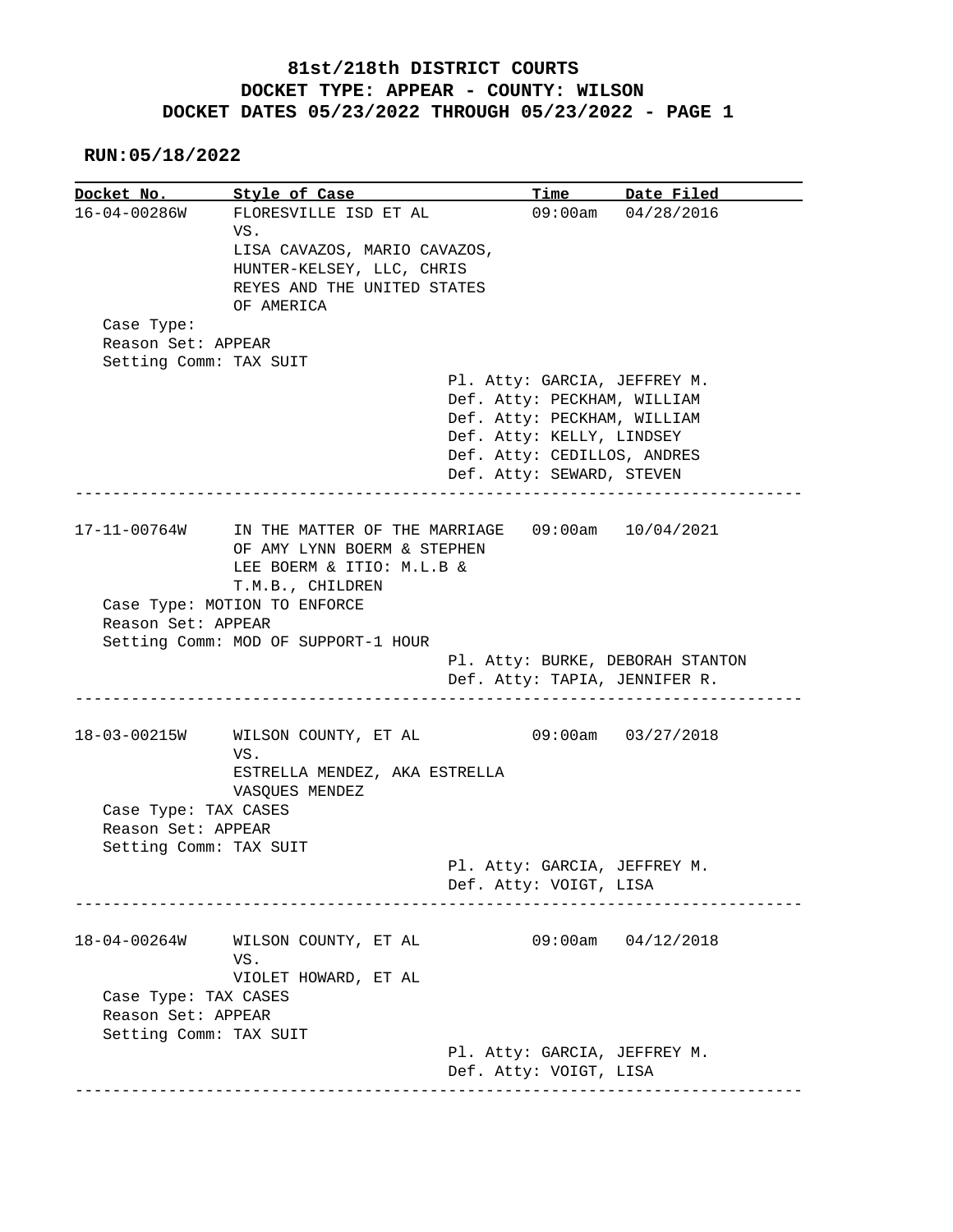# 81st/218th DISTRICT COURTS
## DOCKET TYPE: APPEAR - COUNTY: WILSON
## DOCKET DATES 05/23/2022 THROUGH 05/23/2022 - PAGE 1

**RUN:05/18/2022**

| Docket No. | Style of Case | Time | Date Filed |
|---|---|---|---|
| 16-04-00286W | FLORESVILLE ISD ET AL VS. LISA CAVAZOS, MARIO CAVAZOS, HUNTER-KELSEY, LLC, CHRIS REYES AND THE UNITED STATES OF AMERICA | 09:00am | 04/28/2016 |

Case Type:
Reason Set: APPEAR
Setting Comm: TAX SUIT

Pl. Atty: GARCIA, JEFFREY M.
Def. Atty: PECKHAM, WILLIAM
Def. Atty: PECKHAM, WILLIAM
Def. Atty: KELLY, LINDSEY
Def. Atty: CEDILLOS, ANDRES
Def. Atty: SEWARD, STEVEN

---

| Docket No. | Style of Case | Time | Date Filed |
|---|---|---|---|
| 17-11-00764W | IN THE MATTER OF THE MARRIAGE OF AMY LYNN BOERM & STEPHEN LEE BOERM & ITIO: M.L.B & T.M.B., CHILDREN | 09:00am | 10/04/2021 |

Case Type: MOTION TO ENFORCE
Reason Set: APPEAR
Setting Comm: MOD OF SUPPORT-1 HOUR

Pl. Atty: BURKE, DEBORAH STANTON
Def. Atty: TAPIA, JENNIFER R.

---

| Docket No. | Style of Case | Time | Date Filed |
|---|---|---|---|
| 18-03-00215W | WILSON COUNTY, ET AL VS. ESTRELLA MENDEZ, AKA ESTRELLA VASQUES MENDEZ | 09:00am | 03/27/2018 |

Case Type: TAX CASES
Reason Set: APPEAR
Setting Comm: TAX SUIT

Pl. Atty: GARCIA, JEFFREY M.
Def. Atty: VOIGT, LISA

---

| Docket No. | Style of Case | Time | Date Filed |
|---|---|---|---|
| 18-04-00264W | WILSON COUNTY, ET AL VS. VIOLET HOWARD, ET AL | 09:00am | 04/12/2018 |

Case Type: TAX CASES
Reason Set: APPEAR
Setting Comm: TAX SUIT

Pl. Atty: GARCIA, JEFFREY M.
Def. Atty: VOIGT, LISA

---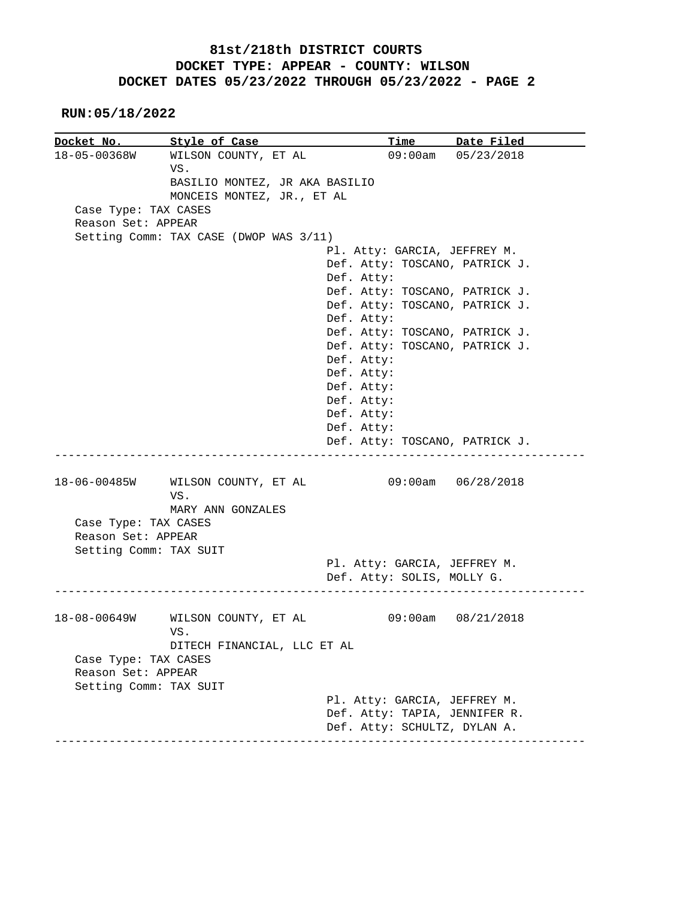# 81st/218th DISTRICT COURTS
## DOCKET TYPE: APPEAR - COUNTY: WILSON
## DOCKET DATES 05/23/2022 THROUGH 05/23/2022 - PAGE 2

**RUN:05/18/2022**

| Docket No. | Style of Case | Time | Date Filed |
|---|---|---|---|
| 18-05-00368W | WILSON COUNTY, ET AL VS. BASILIO MONTEZ, JR AKA BASILIO MONCEIS MONTEZ, JR., ET AL | 09:00am | 05/23/2018 |

Case Type: TAX CASES
Reason Set: APPEAR
Setting Comm: TAX CASE (DWOP WAS 3/11)

Pl. Atty: GARCIA, JEFFREY M.
Def. Atty: TOSCANO, PATRICK J.
Def. Atty:
Def. Atty: TOSCANO, PATRICK J.
Def. Atty: TOSCANO, PATRICK J.
Def. Atty:
Def. Atty: TOSCANO, PATRICK J.
Def. Atty: TOSCANO, PATRICK J.
Def. Atty:
Def. Atty:
Def. Atty:
Def. Atty:
Def. Atty:
Def. Atty:
Def. Atty: TOSCANO, PATRICK J.

---

| Docket No. | Style of Case | Time | Date Filed |
|---|---|---|---|
| 18-06-00485W | WILSON COUNTY, ET AL VS. MARY ANN GONZALES | 09:00am | 06/28/2018 |

Case Type: TAX CASES
Reason Set: APPEAR
Setting Comm: TAX SUIT

Pl. Atty: GARCIA, JEFFREY M.
Def. Atty: SOLIS, MOLLY G.

---

| Docket No. | Style of Case | Time | Date Filed |
|---|---|---|---|
| 18-08-00649W | WILSON COUNTY, ET AL VS. DITECH FINANCIAL, LLC ET AL | 09:00am | 08/21/2018 |

Case Type: TAX CASES
Reason Set: APPEAR
Setting Comm: TAX SUIT

Pl. Atty: GARCIA, JEFFREY M.
Def. Atty: TAPIA, JENNIFER R.
Def. Atty: SCHULTZ, DYLAN A.

---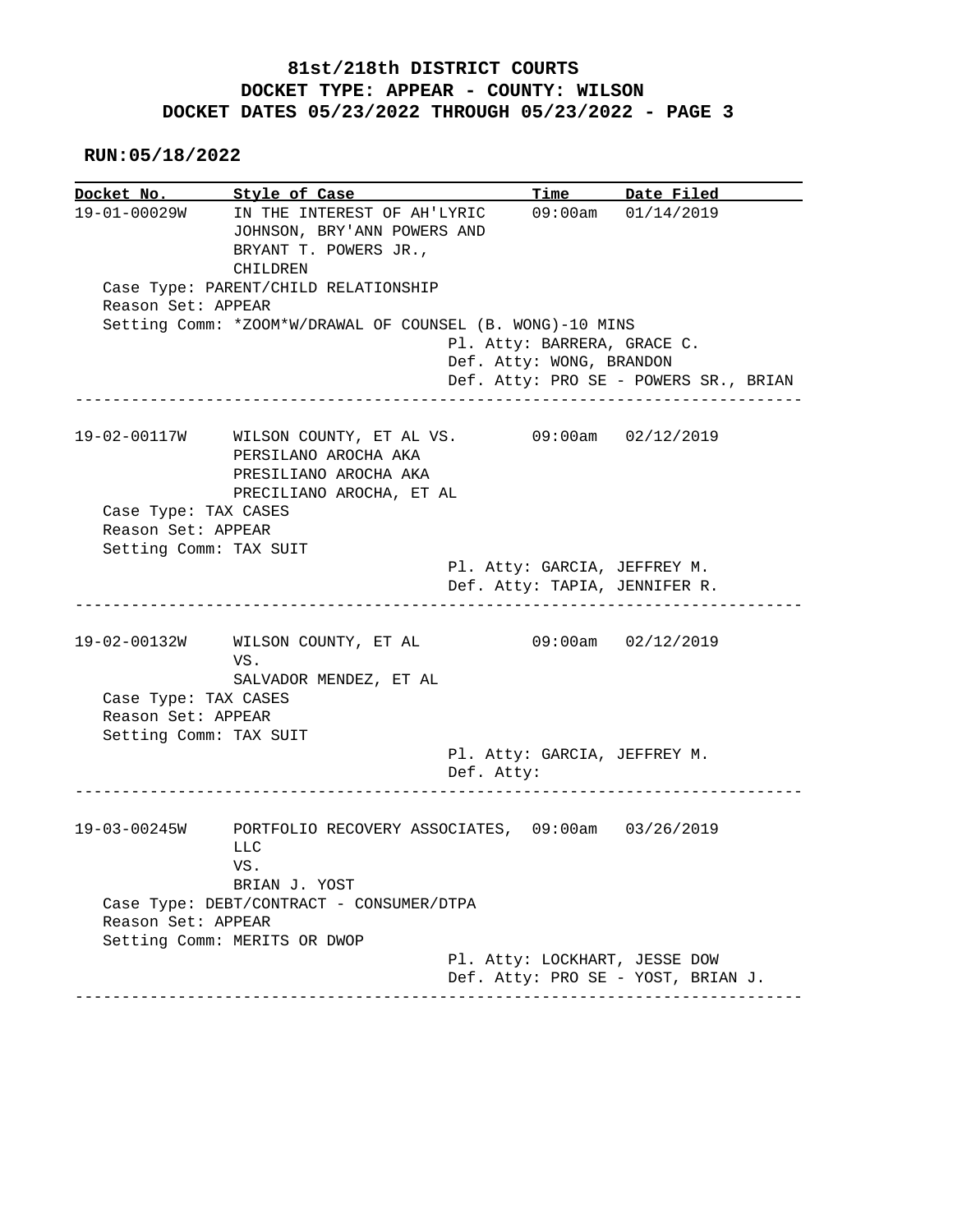# 81st/218th DISTRICT COURTS
## DOCKET TYPE: APPEAR - COUNTY: WILSON
## DOCKET DATES 05/23/2022 THROUGH 05/23/2022 - PAGE 3

**RUN:05/18/2022**

| Docket No. | Style of Case | Time | Date Filed |
|---|---|---|---|
| 19-01-00029W | IN THE INTEREST OF AH'LYRIC JOHNSON, BRY'ANN POWERS AND BRYANT T. POWERS JR., CHILDREN | 09:00am | 01/14/2019 |

Case Type: PARENT/CHILD RELATIONSHIP
Reason Set: APPEAR
Setting Comm: *ZOOM*W/DRAWAL OF COUNSEL (B. WONG)-10 MINS
Pl. Atty: BARRERA, GRACE C.
Def. Atty: WONG, BRANDON
Def. Atty: PRO SE - POWERS SR., BRIAN

---

| Docket No. | Style of Case | Time | Date Filed |
|---|---|---|---|
| 19-02-00117W | WILSON COUNTY, ET AL VS. PERSILANO AROCHA AKA PRESILIANO AROCHA AKA PRECILIANO AROCHA, ET AL | 09:00am | 02/12/2019 |

Case Type: TAX CASES
Reason Set: APPEAR
Setting Comm: TAX SUIT
Pl. Atty: GARCIA, JEFFREY M.
Def. Atty: TAPIA, JENNIFER R.

---

| Docket No. | Style of Case | Time | Date Filed |
|---|---|---|---|
| 19-02-00132W | WILSON COUNTY, ET AL VS. SALVADOR MENDEZ, ET AL | 09:00am | 02/12/2019 |

Case Type: TAX CASES
Reason Set: APPEAR
Setting Comm: TAX SUIT
Pl. Atty: GARCIA, JEFFREY M.
Def. Atty:

---

| Docket No. | Style of Case | Time | Date Filed |
|---|---|---|---|
| 19-03-00245W | PORTFOLIO RECOVERY ASSOCIATES, LLC VS. BRIAN J. YOST | 09:00am | 03/26/2019 |

Case Type: DEBT/CONTRACT - CONSUMER/DTPA
Reason Set: APPEAR
Setting Comm: MERITS OR DWOP
Pl. Atty: LOCKHART, JESSE DOW
Def. Atty: PRO SE - YOST, BRIAN J.

---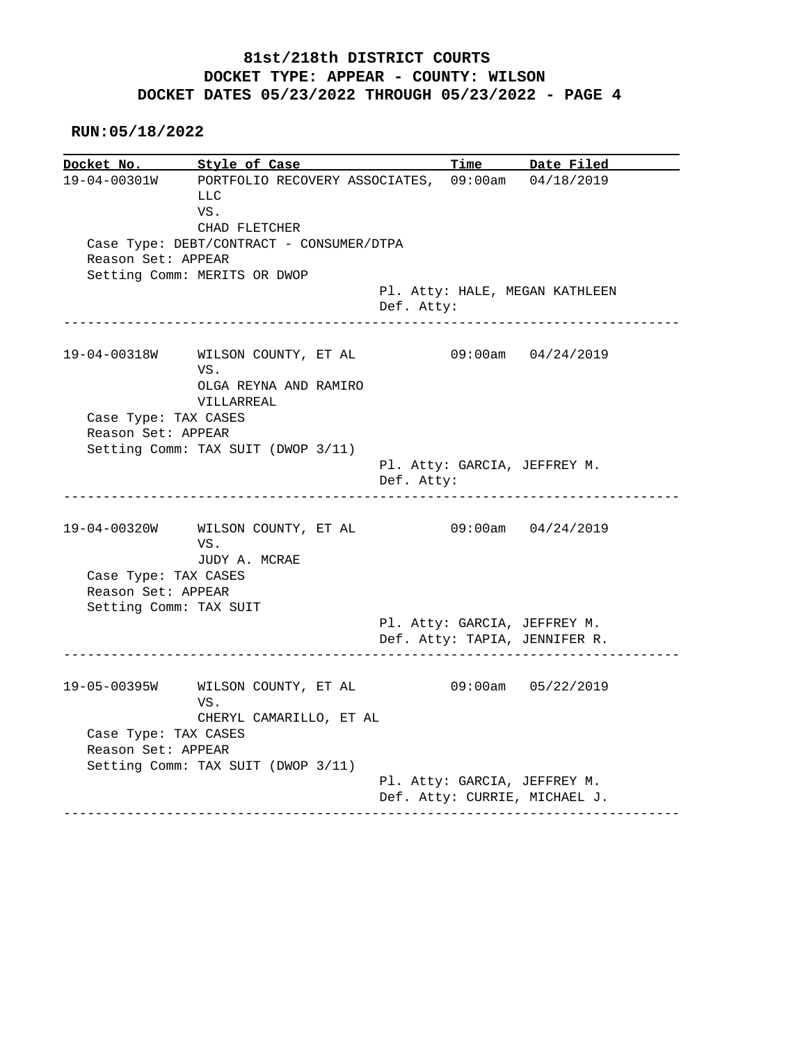# 81st/218th DISTRICT COURTS
## DOCKET TYPE: APPEAR - COUNTY: WILSON
## DOCKET DATES 05/23/2022 THROUGH 05/23/2022 - PAGE 4

**RUN:05/18/2022**

| Docket No. | Style of Case | Time | Date Filed |
|---|---|---|---|
| 19-04-00301W | PORTFOLIO RECOVERY ASSOCIATES, LLC VS. CHAD FLETCHER | 09:00am | 04/18/2019 |

Case Type: DEBT/CONTRACT - CONSUMER/DTPA
Reason Set: APPEAR
Setting Comm: MERITS OR DWOP
Pl. Atty: HALE, MEGAN KATHLEEN
Def. Atty:

---

| Docket No. | Style of Case | Time | Date Filed |
|---|---|---|---|
| 19-04-00318W | WILSON COUNTY, ET AL VS. OLGA REYNA AND RAMIRO VILLARREAL | 09:00am | 04/24/2019 |

Case Type: TAX CASES
Reason Set: APPEAR
Setting Comm: TAX SUIT (DWOP 3/11)
Pl. Atty: GARCIA, JEFFREY M.
Def. Atty:

---

| Docket No. | Style of Case | Time | Date Filed |
|---|---|---|---|
| 19-04-00320W | WILSON COUNTY, ET AL VS. JUDY A. MCRAE | 09:00am | 04/24/2019 |

Case Type: TAX CASES
Reason Set: APPEAR
Setting Comm: TAX SUIT
Pl. Atty: GARCIA, JEFFREY M.
Def. Atty: TAPIA, JENNIFER R.

---

| Docket No. | Style of Case | Time | Date Filed |
|---|---|---|---|
| 19-05-00395W | WILSON COUNTY, ET AL VS. CHERYL CAMARILLO, ET AL | 09:00am | 05/22/2019 |

Case Type: TAX CASES
Reason Set: APPEAR
Setting Comm: TAX SUIT (DWOP 3/11)
Pl. Atty: GARCIA, JEFFREY M.
Def. Atty: CURRIE, MICHAEL J.

---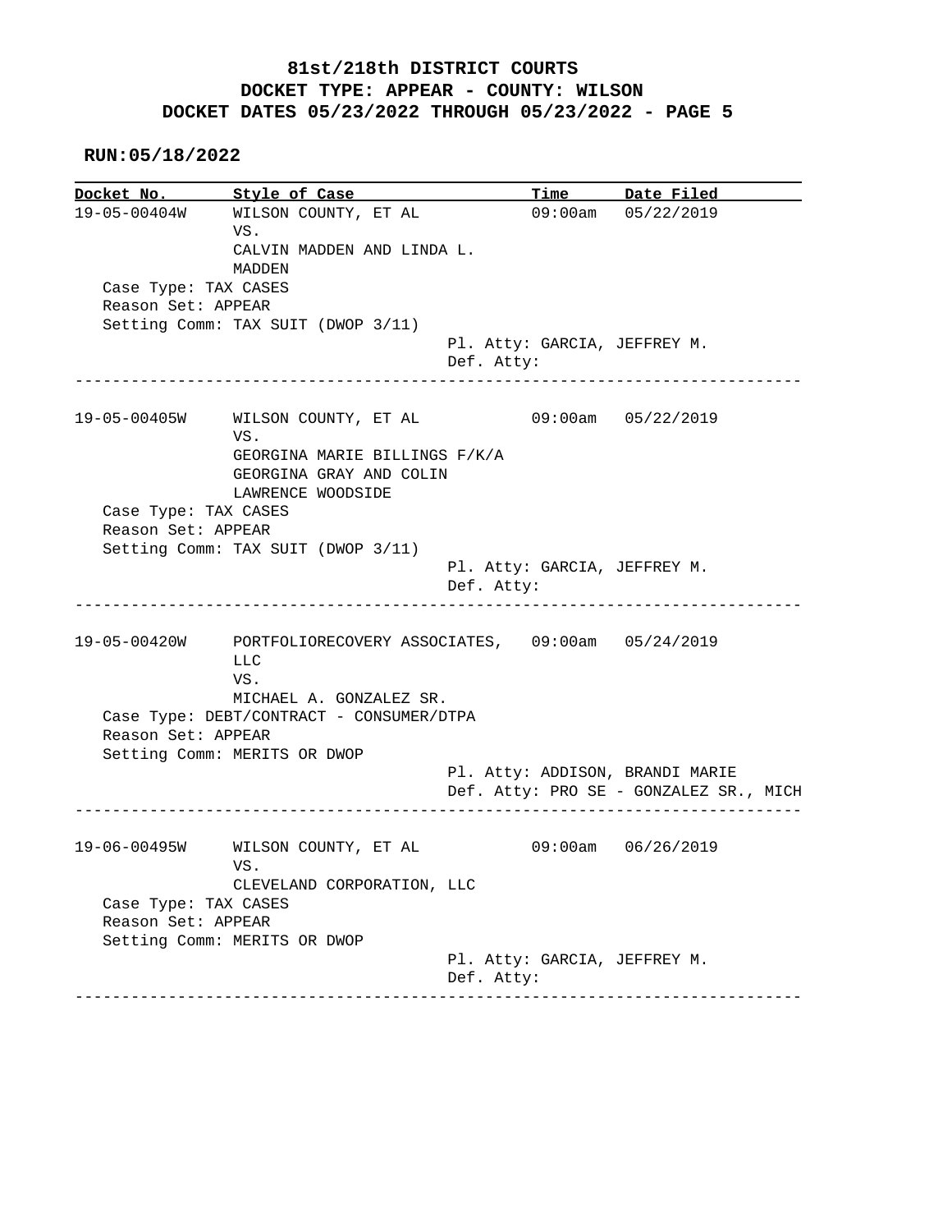**81st/218th DISTRICT COURTS**
**DOCKET TYPE: APPEAR - COUNTY: WILSON**
**DOCKET DATES 05/23/2022 THROUGH 05/23/2022 - PAGE 5**

**RUN:05/18/2022**

| Docket No. | Style of Case | Time | Date Filed |
|---|---|---|---|
| 19-05-00404W | WILSON COUNTY, ET AL VS. CALVIN MADDEN AND LINDA L. MADDEN | 09:00am | 05/22/2019 |

Case Type: TAX CASES
Reason Set: APPEAR
Setting Comm: TAX SUIT (DWOP 3/11)
Pl. Atty: GARCIA, JEFFREY M.
Def. Atty:

---

| Docket No. | Style of Case | Time | Date Filed |
|---|---|---|---|
| 19-05-00405W | WILSON COUNTY, ET AL VS. GEORGINA MARIE BILLINGS F/K/A GEORGINA GRAY AND COLIN LAWRENCE WOODSIDE | 09:00am | 05/22/2019 |

Case Type: TAX CASES
Reason Set: APPEAR
Setting Comm: TAX SUIT (DWOP 3/11)
Pl. Atty: GARCIA, JEFFREY M.
Def. Atty:

---

| Docket No. | Style of Case | Time | Date Filed |
|---|---|---|---|
| 19-05-00420W | PORTFOLIORECOVERY ASSOCIATES, LLC VS. MICHAEL A. GONZALEZ SR. | 09:00am | 05/24/2019 |

Case Type: DEBT/CONTRACT - CONSUMER/DTPA
Reason Set: APPEAR
Setting Comm: MERITS OR DWOP
Pl. Atty: ADDISON, BRANDI MARIE
Def. Atty: PRO SE - GONZALEZ SR., MICH

---

| Docket No. | Style of Case | Time | Date Filed |
|---|---|---|---|
| 19-06-00495W | WILSON COUNTY, ET AL VS. CLEVELAND CORPORATION, LLC | 09:00am | 06/26/2019 |

Case Type: TAX CASES
Reason Set: APPEAR
Setting Comm: MERITS OR DWOP
Pl. Atty: GARCIA, JEFFREY M.
Def. Atty:

---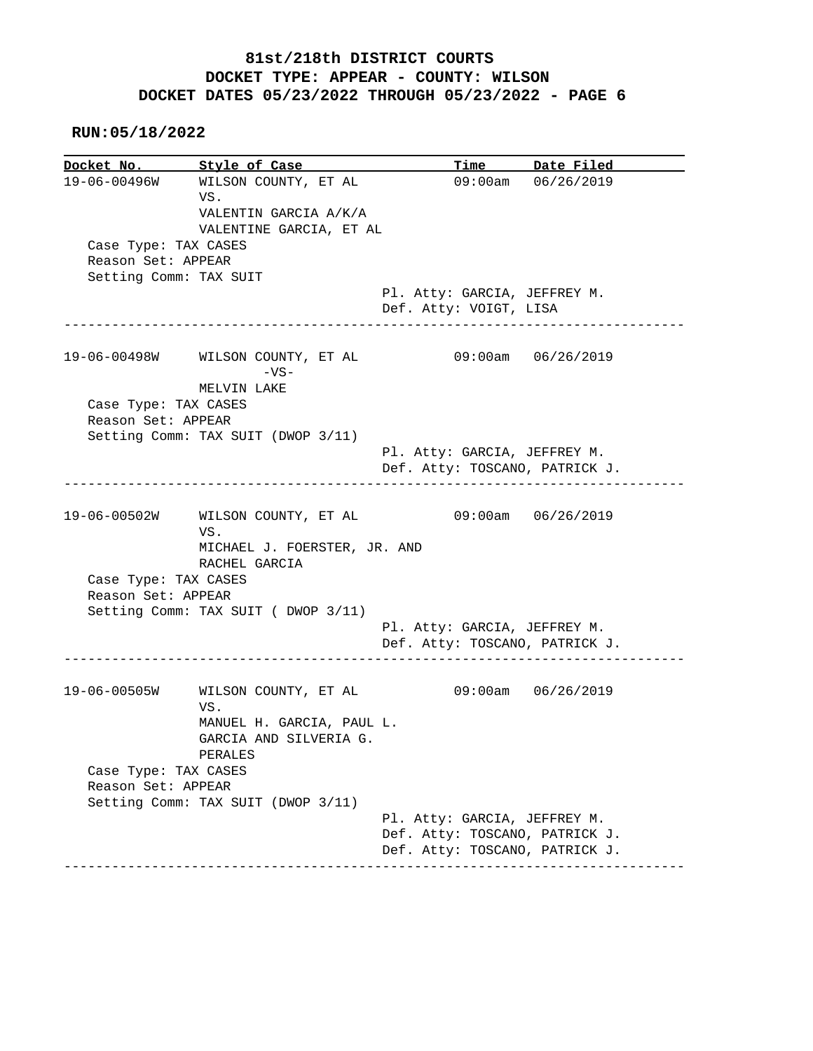# 81st/218th DISTRICT COURTS
## DOCKET TYPE: APPEAR - COUNTY: WILSON
## DOCKET DATES 05/23/2022 THROUGH 05/23/2022 - PAGE 6

**RUN:05/18/2022**

| Docket No. | Style of Case | Time | Date Filed |
|---|---|---|---|
| 19-06-00496W | WILSON COUNTY, ET AL VS. VALENTIN GARCIA A/K/A VALENTINE GARCIA, ET AL | 09:00am | 06/26/2019 |

Case Type: TAX CASES
Reason Set: APPEAR
Setting Comm: TAX SUIT
Pl. Atty: GARCIA, JEFFREY M.
Def. Atty: VOIGT, LISA

---

| Docket No. | Style of Case | Time | Date Filed |
|---|---|---|---|
| 19-06-00498W | WILSON COUNTY, ET AL -VS- MELVIN LAKE | 09:00am | 06/26/2019 |

Case Type: TAX CASES
Reason Set: APPEAR
Setting Comm: TAX SUIT (DWOP 3/11)
Pl. Atty: GARCIA, JEFFREY M.
Def. Atty: TOSCANO, PATRICK J.

---

| Docket No. | Style of Case | Time | Date Filed |
|---|---|---|---|
| 19-06-00502W | WILSON COUNTY, ET AL VS. MICHAEL J. FOERSTER, JR. AND RACHEL GARCIA | 09:00am | 06/26/2019 |

Case Type: TAX CASES
Reason Set: APPEAR
Setting Comm: TAX SUIT ( DWOP 3/11)
Pl. Atty: GARCIA, JEFFREY M.
Def. Atty: TOSCANO, PATRICK J.

---

| Docket No. | Style of Case | Time | Date Filed |
|---|---|---|---|
| 19-06-00505W | WILSON COUNTY, ET AL VS. MANUEL H. GARCIA, PAUL L. GARCIA AND SILVERIA G. PERALES | 09:00am | 06/26/2019 |

Case Type: TAX CASES
Reason Set: APPEAR
Setting Comm: TAX SUIT (DWOP 3/11)
Pl. Atty: GARCIA, JEFFREY M.
Def. Atty: TOSCANO, PATRICK J.
Def. Atty: TOSCANO, PATRICK J.

---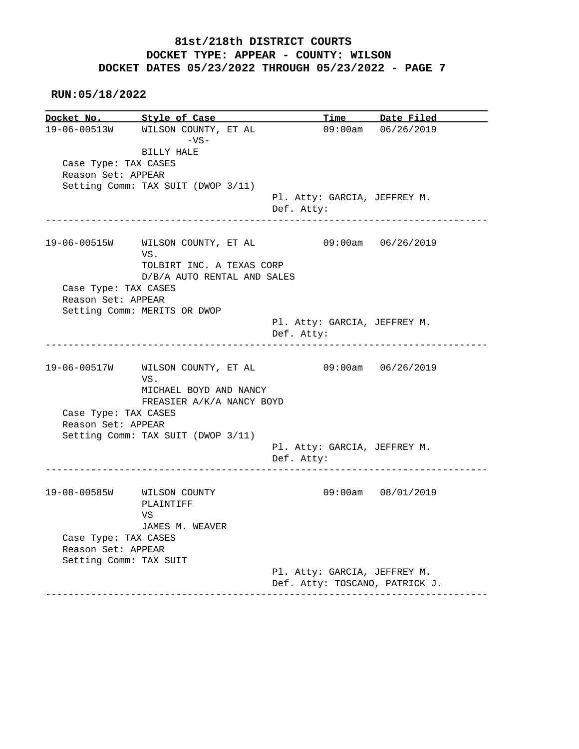# 81st/218th DISTRICT COURTS
## DOCKET TYPE: APPEAR - COUNTY: WILSON
## DOCKET DATES 05/23/2022 THROUGH 05/23/2022 - PAGE 7

**RUN:05/18/2022**

| Docket No. | Style of Case | Time | Date Filed |
|---|---|---|---|
| 19-06-00513W | WILSON COUNTY, ET AL -VS- BILLY HALE | 09:00am | 06/26/2019 |

Case Type: TAX CASES
Reason Set: APPEAR
Setting Comm: TAX SUIT (DWOP 3/11)
Pl. Atty: GARCIA, JEFFREY M.
Def. Atty:

---

| Docket No. | Style of Case | Time | Date Filed |
|---|---|---|---|
| 19-06-00515W | WILSON COUNTY, ET AL VS. TOLBIRT INC. A TEXAS CORP D/B/A AUTO RENTAL AND SALES | 09:00am | 06/26/2019 |

Case Type: TAX CASES
Reason Set: APPEAR
Setting Comm: MERITS OR DWOP
Pl. Atty: GARCIA, JEFFREY M.
Def. Atty:

---

| Docket No. | Style of Case | Time | Date Filed |
|---|---|---|---|
| 19-06-00517W | WILSON COUNTY, ET AL VS. MICHAEL BOYD AND NANCY FREASIER A/K/A NANCY BOYD | 09:00am | 06/26/2019 |

Case Type: TAX CASES
Reason Set: APPEAR
Setting Comm: TAX SUIT (DWOP 3/11)
Pl. Atty: GARCIA, JEFFREY M.
Def. Atty:

---

| Docket No. | Style of Case | Time | Date Filed |
|---|---|---|---|
| 19-08-00585W | WILSON COUNTY PLAINTIFF VS JAMES M. WEAVER | 09:00am | 08/01/2019 |

Case Type: TAX CASES
Reason Set: APPEAR
Setting Comm: TAX SUIT
Pl. Atty: GARCIA, JEFFREY M.
Def. Atty: TOSCANO, PATRICK J.

---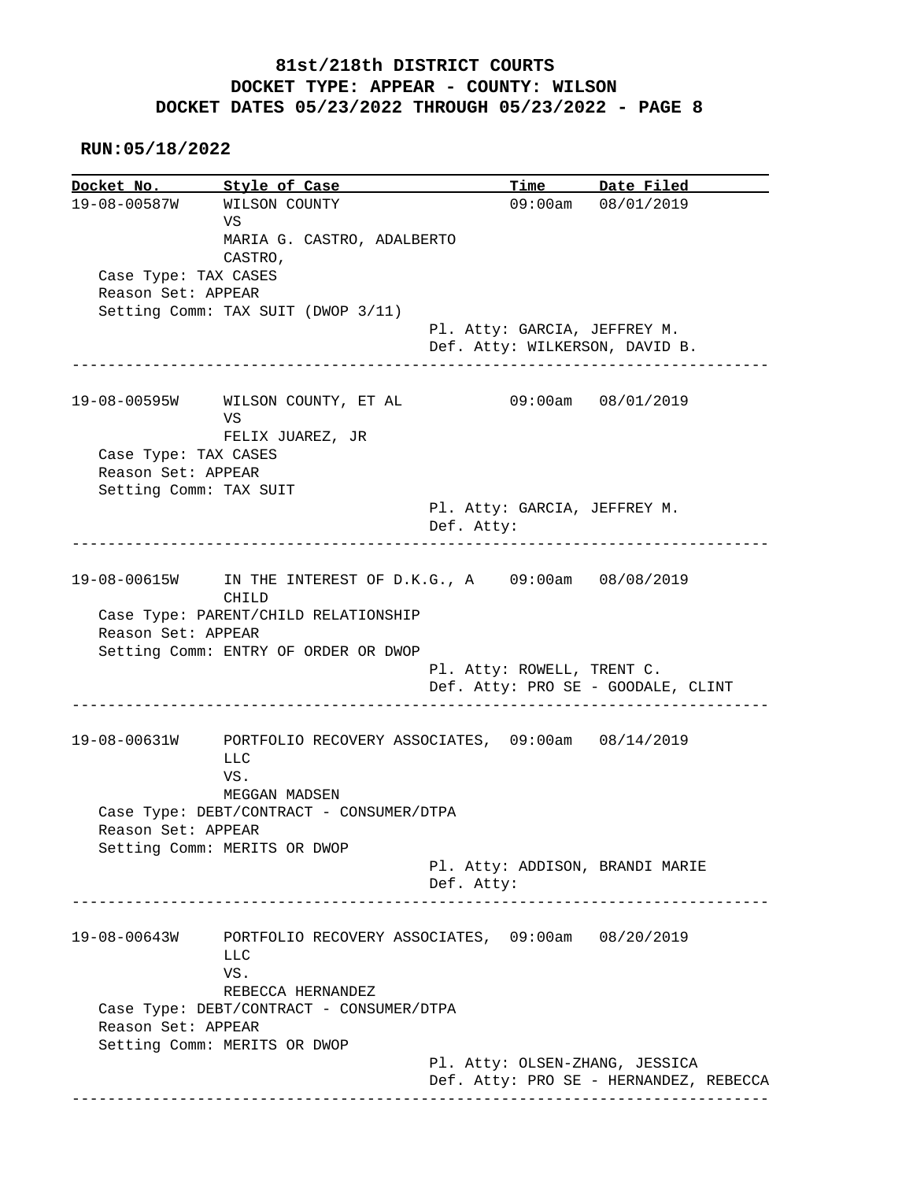# 81st/218th DISTRICT COURTS
## DOCKET TYPE: APPEAR - COUNTY: WILSON
## DOCKET DATES 05/23/2022 THROUGH 05/23/2022 - PAGE 8

**RUN:05/18/2022**

| Docket No. | Style of Case | Time | Date Filed |
|---|---|---|---|

```
19-08-00587W     WILSON COUNTY                       09:00am   08/01/2019
                 VS
                 MARIA G. CASTRO, ADALBERTO
                 CASTRO,
   Case Type: TAX CASES
   Reason Set: APPEAR
   Setting Comm: TAX SUIT (DWOP 3/11)
                                        Pl. Atty: GARCIA, JEFFREY M.
                                        Def. Atty: WILKERSON, DAVID B.
-----------------------------------------------------------------------------

19-08-00595W     WILSON COUNTY, ET AL                09:00am   08/01/2019
                 VS
                 FELIX JUAREZ, JR
   Case Type: TAX CASES
   Reason Set: APPEAR
   Setting Comm: TAX SUIT
                                        Pl. Atty: GARCIA, JEFFREY M.
                                        Def. Atty:
-----------------------------------------------------------------------------

19-08-00615W     IN THE INTEREST OF D.K.G., A        09:00am   08/08/2019
                 CHILD
   Case Type: PARENT/CHILD RELATIONSHIP
   Reason Set: APPEAR
   Setting Comm: ENTRY OF ORDER OR DWOP
                                        Pl. Atty: ROWELL, TRENT C.
                                        Def. Atty: PRO SE - GOODALE, CLINT
-----------------------------------------------------------------------------

19-08-00631W     PORTFOLIO RECOVERY ASSOCIATES,      09:00am   08/14/2019
                 LLC
                 VS.
                 MEGGAN MADSEN
   Case Type: DEBT/CONTRACT - CONSUMER/DTPA
   Reason Set: APPEAR
   Setting Comm: MERITS OR DWOP
                                        Pl. Atty: ADDISON, BRANDI MARIE
                                        Def. Atty:
-----------------------------------------------------------------------------

19-08-00643W     PORTFOLIO RECOVERY ASSOCIATES,      09:00am   08/20/2019
                 LLC
                 VS.
                 REBECCA HERNANDEZ
   Case Type: DEBT/CONTRACT - CONSUMER/DTPA
   Reason Set: APPEAR
   Setting Comm: MERITS OR DWOP
                                        Pl. Atty: OLSEN-ZHANG, JESSICA
                                        Def. Atty: PRO SE - HERNANDEZ, REBECCA
-----------------------------------------------------------------------------
```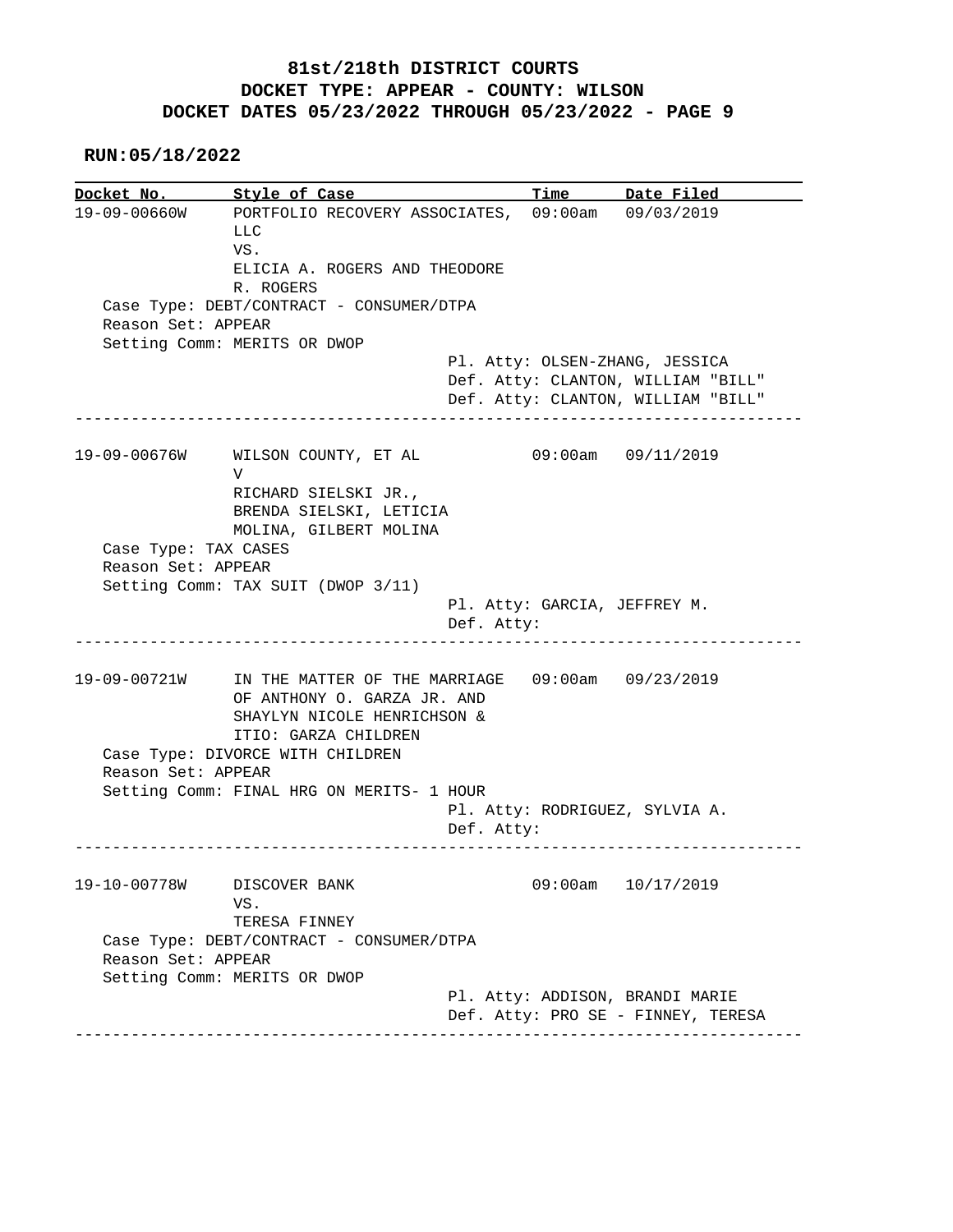# 81st/218th DISTRICT COURTS

## DOCKET TYPE: APPEAR - COUNTY: WILSON

## DOCKET DATES 05/23/2022 THROUGH 05/23/2022 - PAGE 9

**RUN:05/18/2022**

| Docket No. | Style of Case | Time | Date Filed |
|---|---|---|---|
| 19-09-00660W | PORTFOLIO RECOVERY ASSOCIATES, LLC VS. ELICIA A. ROGERS AND THEODORE R. ROGERS | 09:00am | 09/03/2019 |

Case Type: DEBT/CONTRACT - CONSUMER/DTPA
Reason Set: APPEAR
Setting Comm: MERITS OR DWOP
Pl. Atty: OLSEN-ZHANG, JESSICA
Def. Atty: CLANTON, WILLIAM "BILL"
Def. Atty: CLANTON, WILLIAM "BILL"

---

| Docket No. | Style of Case | Time | Date Filed |
|---|---|---|---|
| 19-09-00676W | WILSON COUNTY, ET AL V RICHARD SIELSKI JR., BRENDA SIELSKI, LETICIA MOLINA, GILBERT MOLINA | 09:00am | 09/11/2019 |

Case Type: TAX CASES
Reason Set: APPEAR
Setting Comm: TAX SUIT (DWOP 3/11)
Pl. Atty: GARCIA, JEFFREY M.
Def. Atty:

---

| Docket No. | Style of Case | Time | Date Filed |
|---|---|---|---|
| 19-09-00721W | IN THE MATTER OF THE MARRIAGE OF ANTHONY O. GARZA JR. AND SHAYLYN NICOLE HENRICHSON & ITIO: GARZA CHILDREN | 09:00am | 09/23/2019 |

Case Type: DIVORCE WITH CHILDREN
Reason Set: APPEAR
Setting Comm: FINAL HRG ON MERITS- 1 HOUR
Pl. Atty: RODRIGUEZ, SYLVIA A.
Def. Atty:

---

| Docket No. | Style of Case | Time | Date Filed |
|---|---|---|---|
| 19-10-00778W | DISCOVER BANK VS. TERESA FINNEY | 09:00am | 10/17/2019 |

Case Type: DEBT/CONTRACT - CONSUMER/DTPA
Reason Set: APPEAR
Setting Comm: MERITS OR DWOP
Pl. Atty: ADDISON, BRANDI MARIE
Def. Atty: PRO SE - FINNEY, TERESA

---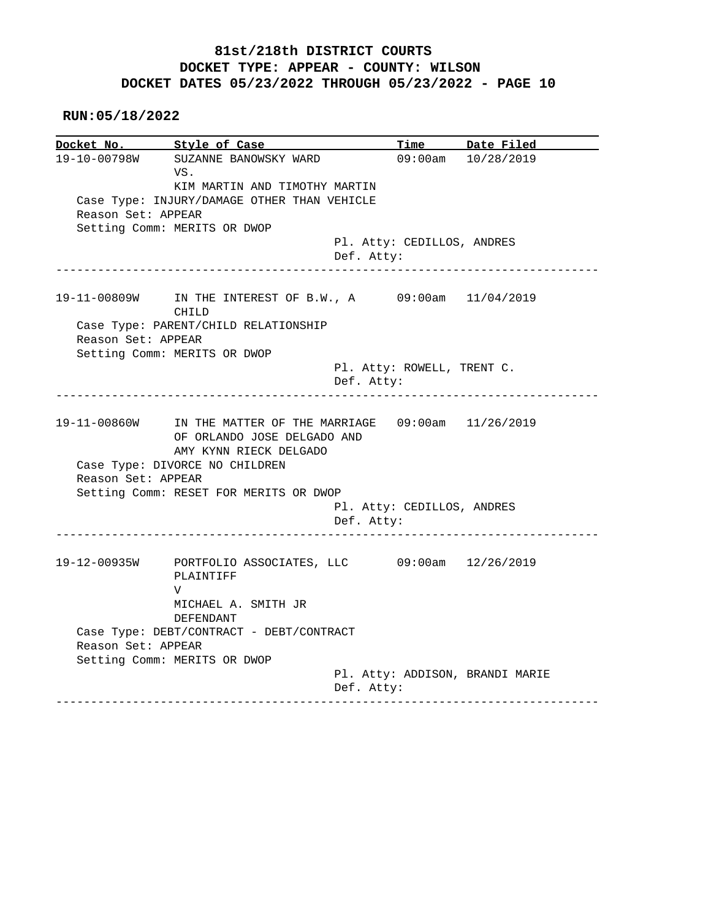# 81st/218th DISTRICT COURTS

## DOCKET TYPE: APPEAR - COUNTY: WILSON

## DOCKET DATES 05/23/2022 THROUGH 05/23/2022 - PAGE 10

**RUN:05/18/2022**

| Docket No. | Style of Case | Time | Date Filed |
|---|---|---|---|
| 19-10-00798W | SUZANNE BANOWSKY WARD VS. KIM MARTIN AND TIMOTHY MARTIN | 09:00am | 10/28/2019 |

Case Type: INJURY/DAMAGE OTHER THAN VEHICLE
Reason Set: APPEAR
Setting Comm: MERITS OR DWOP
Pl. Atty: CEDILLOS, ANDRES
Def. Atty:

---

| Docket No. | Style of Case | Time | Date Filed |
|---|---|---|---|
| 19-11-00809W | IN THE INTEREST OF B.W., A CHILD | 09:00am | 11/04/2019 |

Case Type: PARENT/CHILD RELATIONSHIP
Reason Set: APPEAR
Setting Comm: MERITS OR DWOP
Pl. Atty: ROWELL, TRENT C.
Def. Atty:

---

| Docket No. | Style of Case | Time | Date Filed |
|---|---|---|---|
| 19-11-00860W | IN THE MATTER OF THE MARRIAGE OF ORLANDO JOSE DELGADO AND AMY KYNN RIECK DELGADO | 09:00am | 11/26/2019 |

Case Type: DIVORCE NO CHILDREN
Reason Set: APPEAR
Setting Comm: RESET FOR MERITS OR DWOP
Pl. Atty: CEDILLOS, ANDRES
Def. Atty:

---

| Docket No. | Style of Case | Time | Date Filed |
|---|---|---|---|
| 19-12-00935W | PORTFOLIO ASSOCIATES, LLC PLAINTIFF V MICHAEL A. SMITH JR DEFENDANT | 09:00am | 12/26/2019 |

Case Type: DEBT/CONTRACT - DEBT/CONTRACT
Reason Set: APPEAR
Setting Comm: MERITS OR DWOP
Pl. Atty: ADDISON, BRANDI MARIE
Def. Atty:

---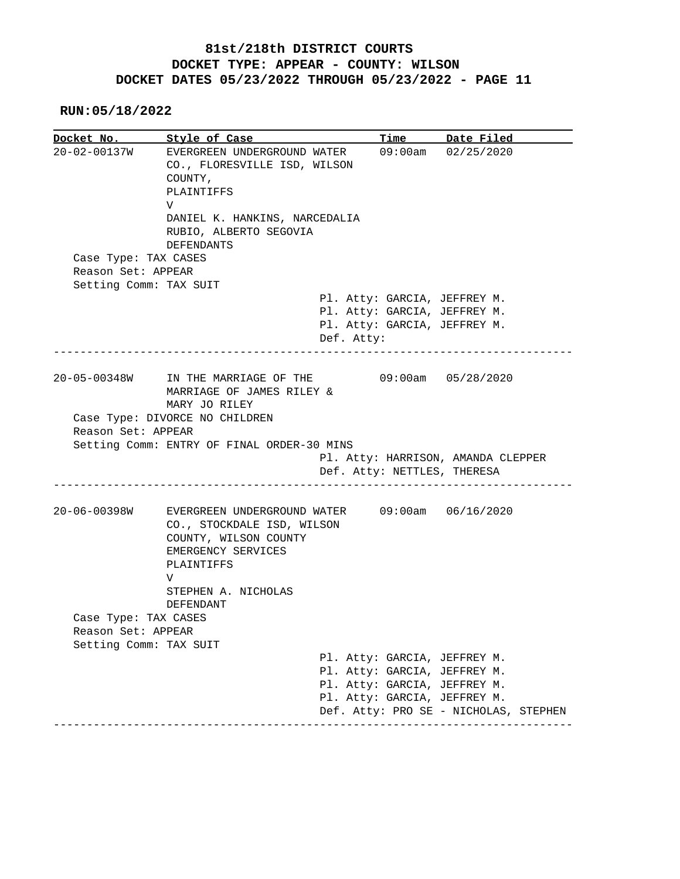# 81st/218th DISTRICT COURTS

## DOCKET TYPE: APPEAR - COUNTY: WILSON

## DOCKET DATES 05/23/2022 THROUGH 05/23/2022 - PAGE 11

**RUN:05/18/2022**

| Docket No. | Style of Case | Time | Date Filed |
|---|---|---|---|
| 20-02-00137W | EVERGREEN UNDERGROUND WATER CO., FLORESVILLE ISD, WILSON COUNTY, PLAINTIFFS V DANIEL K. HANKINS, NARCEDALIA RUBIO, ALBERTO SEGOVIA DEFENDANTS | 09:00am | 02/25/2020 |

Case Type: TAX CASES
Reason Set: APPEAR
Setting Comm: TAX SUIT

Pl. Atty: GARCIA, JEFFREY M.
Pl. Atty: GARCIA, JEFFREY M.
Pl. Atty: GARCIA, JEFFREY M.
Def. Atty:

---

| Docket No. | Style of Case | Time | Date Filed |
|---|---|---|---|
| 20-05-00348W | IN THE MARRIAGE OF THE MARRIAGE OF JAMES RILEY & MARY JO RILEY | 09:00am | 05/28/2020 |

Case Type: DIVORCE NO CHILDREN
Reason Set: APPEAR
Setting Comm: ENTRY OF FINAL ORDER-30 MINS

Pl. Atty: HARRISON, AMANDA CLEPPER
Def. Atty: NETTLES, THERESA

---

| Docket No. | Style of Case | Time | Date Filed |
|---|---|---|---|
| 20-06-00398W | EVERGREEN UNDERGROUND WATER CO., STOCKDALE ISD, WILSON COUNTY, WILSON COUNTY EMERGENCY SERVICES PLAINTIFFS V STEPHEN A. NICHOLAS DEFENDANT | 09:00am | 06/16/2020 |

Case Type: TAX CASES
Reason Set: APPEAR
Setting Comm: TAX SUIT

Pl. Atty: GARCIA, JEFFREY M.
Pl. Atty: GARCIA, JEFFREY M.
Pl. Atty: GARCIA, JEFFREY M.
Pl. Atty: GARCIA, JEFFREY M.
Def. Atty: PRO SE - NICHOLAS, STEPHEN

---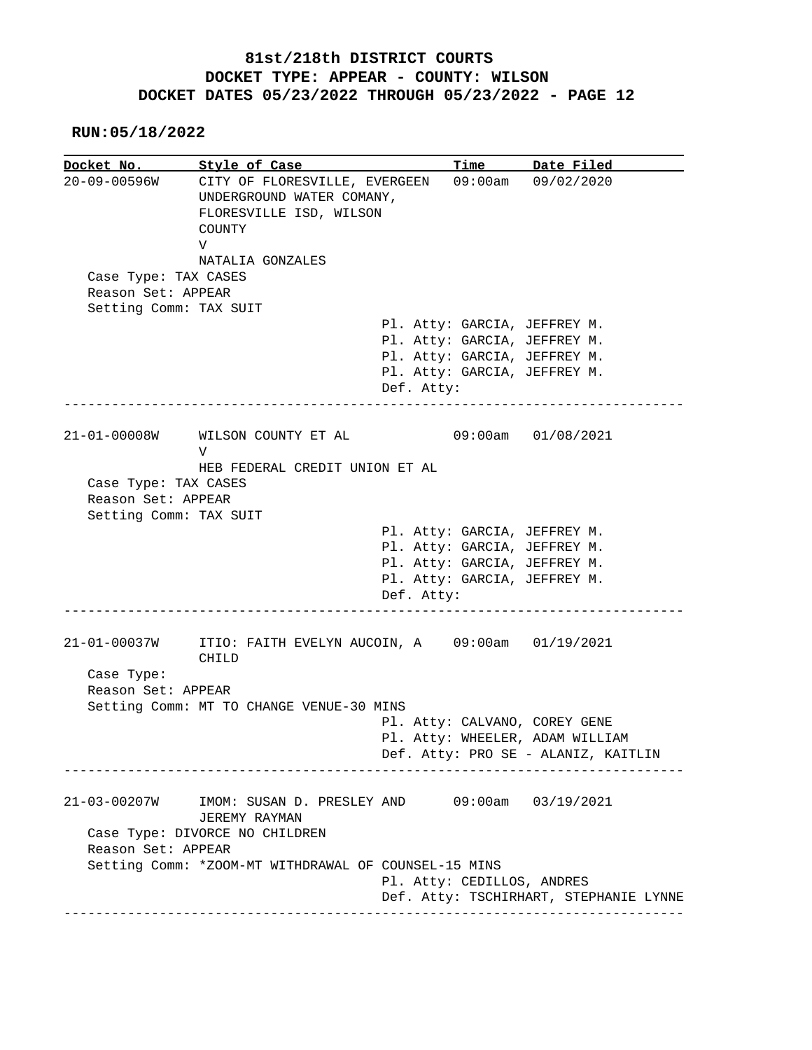# 81st/218th DISTRICT COURTS
## DOCKET TYPE: APPEAR - COUNTY: WILSON
## DOCKET DATES 05/23/2022 THROUGH 05/23/2022 - PAGE 12

**RUN:05/18/2022**

| Docket No. | Style of Case | Time | Date Filed |
|---|---|---|---|
| 20-09-00596W | CITY OF FLORESVILLE, EVERGEEN UNDERGROUND WATER COMANY, FLORESVILLE ISD, WILSON COUNTY V NATALIA GONZALES | 09:00am | 09/02/2020 |

Case Type: TAX CASES
Reason Set: APPEAR
Setting Comm: TAX SUIT

Pl. Atty: GARCIA, JEFFREY M.
Pl. Atty: GARCIA, JEFFREY M.
Pl. Atty: GARCIA, JEFFREY M.
Pl. Atty: GARCIA, JEFFREY M.
Def. Atty:

---

| Docket No. | Style of Case | Time | Date Filed |
|---|---|---|---|
| 21-01-00008W | WILSON COUNTY ET AL V HEB FEDERAL CREDIT UNION ET AL | 09:00am | 01/08/2021 |

Case Type: TAX CASES
Reason Set: APPEAR
Setting Comm: TAX SUIT

Pl. Atty: GARCIA, JEFFREY M.
Pl. Atty: GARCIA, JEFFREY M.
Pl. Atty: GARCIA, JEFFREY M.
Pl. Atty: GARCIA, JEFFREY M.
Def. Atty:

---

| Docket No. | Style of Case | Time | Date Filed |
|---|---|---|---|
| 21-01-00037W | ITIO: FAITH EVELYN AUCOIN, A CHILD | 09:00am | 01/19/2021 |

Case Type:
Reason Set: APPEAR
Setting Comm: MT TO CHANGE VENUE-30 MINS

Pl. Atty: CALVANO, COREY GENE
Pl. Atty: WHEELER, ADAM WILLIAM
Def. Atty: PRO SE - ALANIZ, KAITLIN

---

| Docket No. | Style of Case | Time | Date Filed |
|---|---|---|---|
| 21-03-00207W | IMOM: SUSAN D. PRESLEY AND JEREMY RAYMAN | 09:00am | 03/19/2021 |

Case Type: DIVORCE NO CHILDREN
Reason Set: APPEAR
Setting Comm: *ZOOM-MT WITHDRAWAL OF COUNSEL-15 MINS

Pl. Atty: CEDILLOS, ANDRES
Def. Atty: TSCHIRHART, STEPHANIE LYNNE

---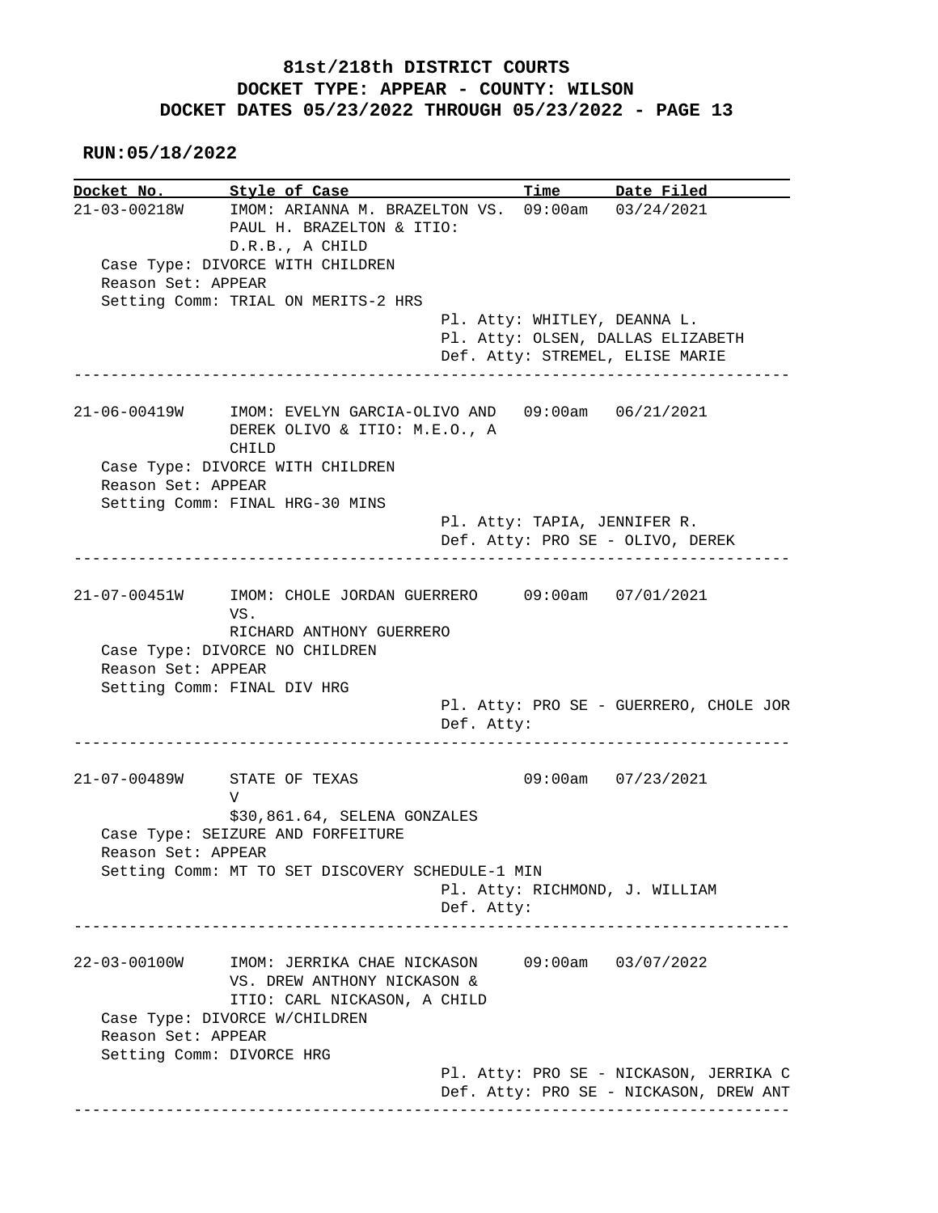# 81st/218th DISTRICT COURTS
## DOCKET TYPE: APPEAR - COUNTY: WILSON
## DOCKET DATES 05/23/2022 THROUGH 05/23/2022 - PAGE 13

**RUN:05/18/2022**

```
Docket No.      Style of Case                       Time       Date Filed
21-03-00218W    IMOM: ARIANNA M. BRAZELTON VS.  09:00am    03/24/2021
                PAUL H. BRAZELTON & ITIO:
                D.R.B., A CHILD
   Case Type: DIVORCE WITH CHILDREN
   Reason Set: APPEAR
   Setting Comm: TRIAL ON MERITS-2 HRS
                                      Pl. Atty: WHITLEY, DEANNA L.
                                      Pl. Atty: OLSEN, DALLAS ELIZABETH
                                      Def. Atty: STREMEL, ELISE MARIE
-----------------------------------------------------------------------------

21-06-00419W    IMOM: EVELYN GARCIA-OLIVO AND   09:00am    06/21/2021
                DEREK OLIVO & ITIO: M.E.O., A
                CHILD
   Case Type: DIVORCE WITH CHILDREN
   Reason Set: APPEAR
   Setting Comm: FINAL HRG-30 MINS
                                      Pl. Atty: TAPIA, JENNIFER R.
                                      Def. Atty: PRO SE - OLIVO, DEREK
-----------------------------------------------------------------------------

21-07-00451W    IMOM: CHOLE JORDAN GUERRERO     09:00am    07/01/2021
                VS.
                RICHARD ANTHONY GUERRERO
   Case Type: DIVORCE NO CHILDREN
   Reason Set: APPEAR
   Setting Comm: FINAL DIV HRG
                                      Pl. Atty: PRO SE - GUERRERO, CHOLE JOR
                                      Def. Atty:
-----------------------------------------------------------------------------

21-07-00489W    STATE OF TEXAS                  09:00am    07/23/2021
                V
                $30,861.64, SELENA GONZALES
   Case Type: SEIZURE AND FORFEITURE
   Reason Set: APPEAR
   Setting Comm: MT TO SET DISCOVERY SCHEDULE-1 MIN
                                      Pl. Atty: RICHMOND, J. WILLIAM
                                      Def. Atty:
-----------------------------------------------------------------------------

22-03-00100W    IMOM: JERRIKA CHAE NICKASON     09:00am    03/07/2022
                VS. DREW ANTHONY NICKASON &
                ITIO: CARL NICKASON, A CHILD
   Case Type: DIVORCE W/CHILDREN
   Reason Set: APPEAR
   Setting Comm: DIVORCE HRG
                                      Pl. Atty: PRO SE - NICKASON, JERRIKA C
                                      Def. Atty: PRO SE - NICKASON, DREW ANT
-----------------------------------------------------------------------------
```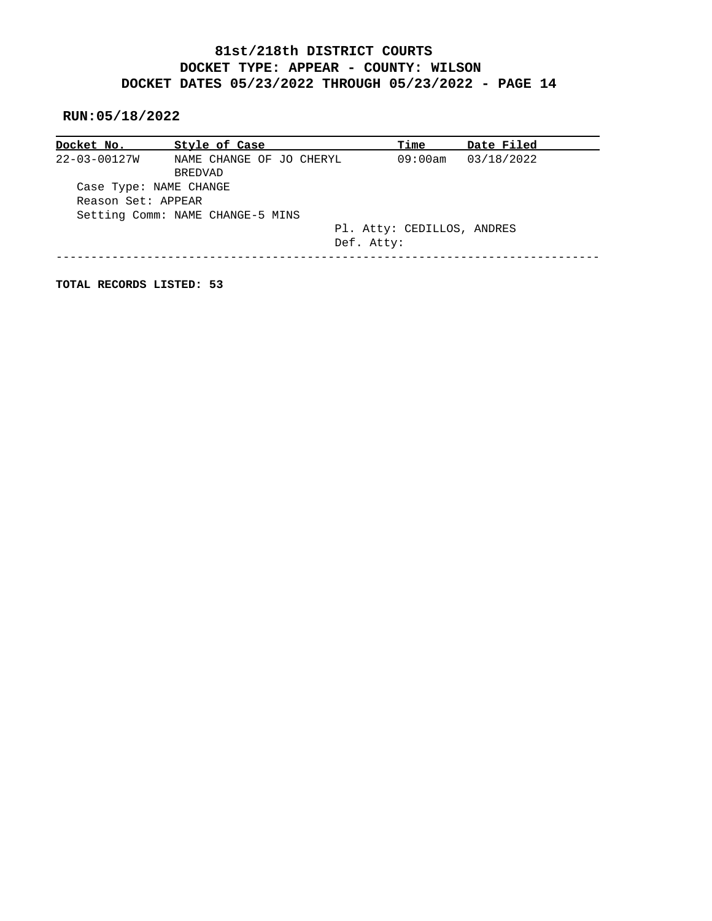# 81st/218th DISTRICT COURTS
## DOCKET TYPE: APPEAR - COUNTY: WILSON
## DOCKET DATES 05/23/2022 THROUGH 05/23/2022 - PAGE 14

**RUN:05/18/2022**

| Docket No. | Style of Case | Time | Date Filed |
|---|---|---|---|
| 22-03-00127W | NAME CHANGE OF JO CHERYL BREDVAD | 09:00am | 03/18/2022 |

Case Type: NAME CHANGE
Reason Set: APPEAR
Setting Comm: NAME CHANGE-5 MINS
Pl. Atty: CEDILLOS, ANDRES
Def. Atty:

---

**TOTAL RECORDS LISTED: 53**